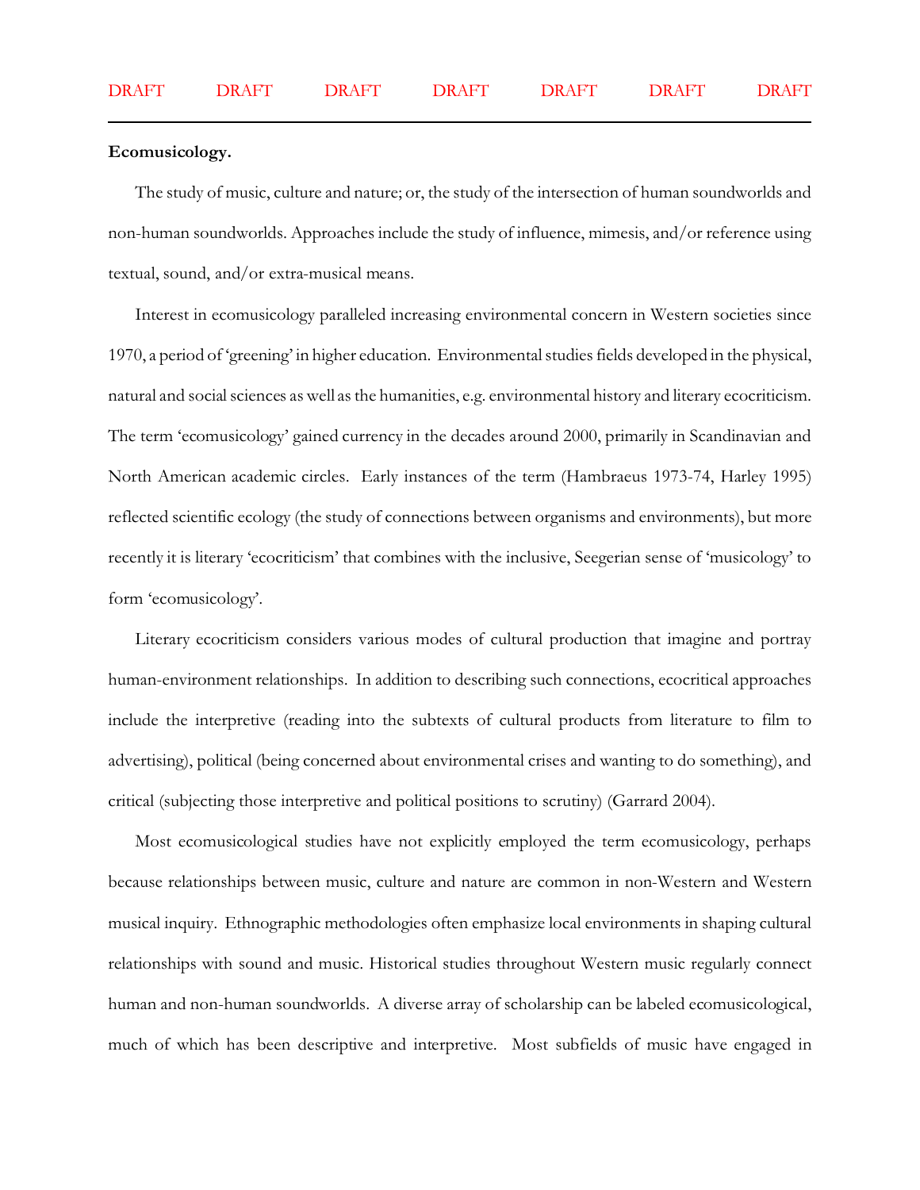**Ecomusicology.**

The study of music, culture and nature; or, the study of the intersection of human soundworlds and non-human soundworlds. Approaches include the study of influence, mimesis, and/or reference using textual, sound, and/or extra-musical means.

Interest in ecomusicology paralleled increasing environmental concern in Western societies since 1970, a period of 'greening' in higher education. Environmental studies fields developed in the physical, natural and social sciences as well as the humanities, e.g. environmental history and literary ecocriticism. The term 'ecomusicology' gained currency in the decades around 2000, primarily in Scandinavian and North American academic circles. Early instances of the term (Hambraeus 1973-74, Harley 1995) reflected scientific ecology (the study of connections between organisms and environments), but more recently it is literary 'ecocriticism' that combines with the inclusive, Seegerian sense of 'musicology' to form 'ecomusicology'.

Literary ecocriticism considers various modes of cultural production that imagine and portray human-environment relationships. In addition to describing such connections, ecocritical approaches include the interpretive (reading into the subtexts of cultural products from literature to film to advertising), political (being concerned about environmental crises and wanting to do something), and critical (subjecting those interpretive and political positions to scrutiny) (Garrard 2004).

Most ecomusicological studies have not explicitly employed the term ecomusicology, perhaps because relationships between music, culture and nature are common in non-Western and Western musical inquiry. Ethnographic methodologies often emphasize local environments in shaping cultural relationships with sound and music. Historical studies throughout Western music regularly connect human and non-human soundworlds. A diverse array of scholarship can be labeled ecomusicological, much of which has been descriptive and interpretive. Most subfields of music have engaged in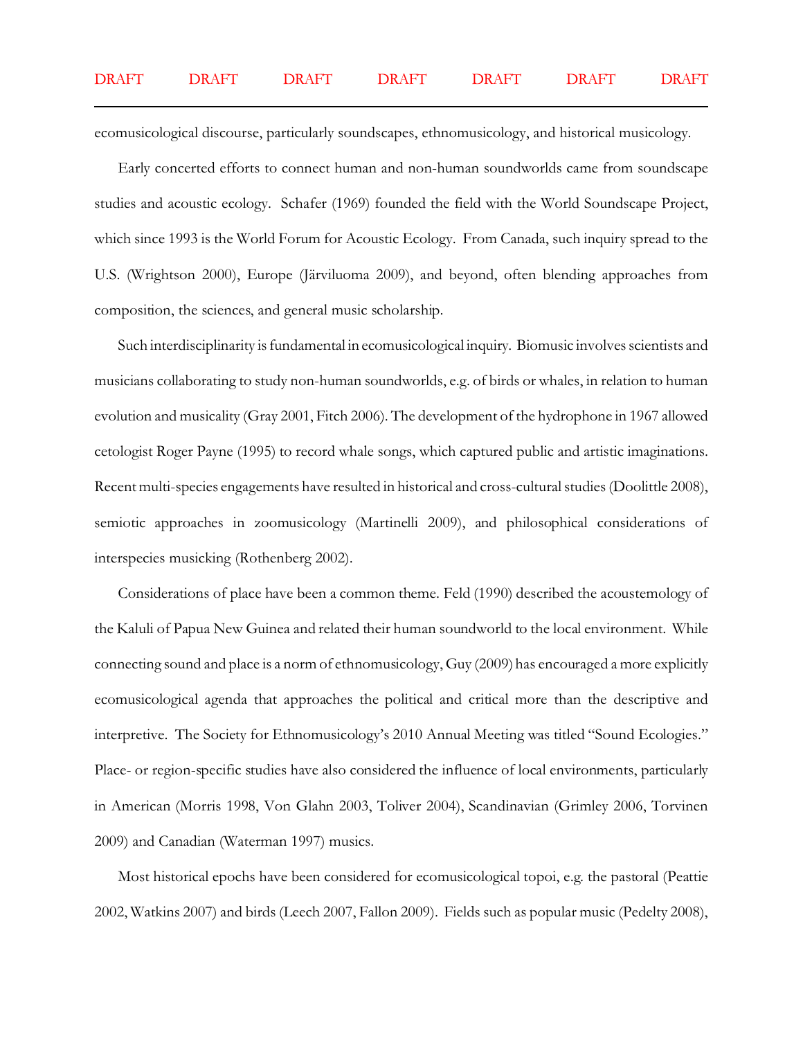ecomusicological discourse, particularly soundscapes, ethnomusicology, and historical musicology.

Early concerted efforts to connect human and non-human soundworlds came from soundscape studies and acoustic ecology. Schafer (1969) founded the field with the World Soundscape Project, which since 1993 is the World Forum for Acoustic Ecology. From Canada, such inquiry spread to the U.S. (Wrightson 2000), Europe (Järviluoma 2009), and beyond, often blending approaches from composition, the sciences, and general music scholarship.

Such interdisciplinarity is fundamental in ecomusicological inquiry. Biomusic involves scientists and musicians collaborating to study non-human soundworlds, e.g. of birds or whales, in relation to human evolution and musicality (Gray 2001, Fitch 2006). The development of the hydrophone in 1967 allowed cetologist Roger Payne (1995) to record whale songs, which captured public and artistic imaginations. Recent multi-species engagements have resulted in historical and cross-cultural studies (Doolittle 2008), semiotic approaches in zoomusicology (Martinelli 2009), and philosophical considerations of interspecies musicking (Rothenberg 2002).

Considerations of place have been a common theme. Feld (1990) described the acoustemology of the Kaluli of Papua New Guinea and related their human soundworld to the local environment. While connecting sound and place is a norm of ethnomusicology, Guy (2009) has encouraged a more explicitly ecomusicological agenda that approaches the political and critical more than the descriptive and interpretive. The Society for Ethnomusicology's 2010 Annual Meeting was titled "Sound Ecologies." Place- or region-specific studies have also considered the influence of local environments, particularly in American (Morris 1998, Von Glahn 2003, Toliver 2004), Scandinavian (Grimley 2006, Torvinen 2009) and Canadian (Waterman 1997) musics.

Most historical epochs have been considered for ecomusicological topoi, e.g. the pastoral (Peattie 2002, Watkins 2007) and birds (Leech 2007, Fallon 2009). Fields such as popular music (Pedelty 2008),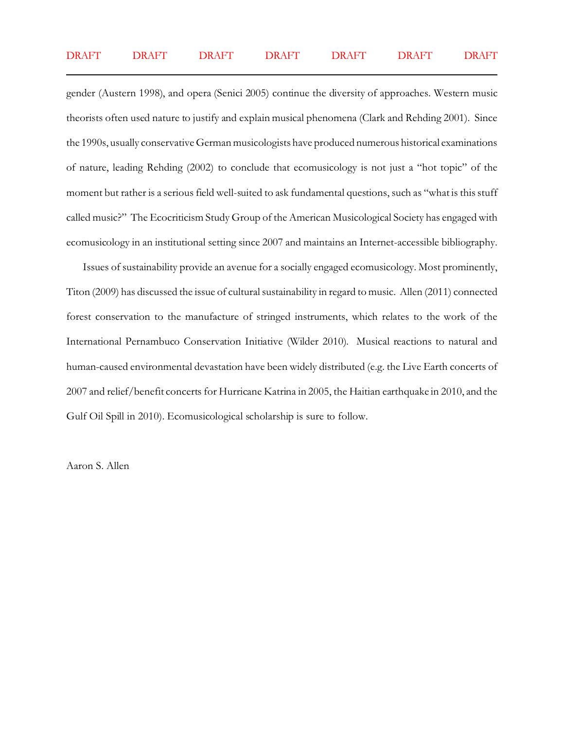gender (Austern 1998), and opera (Senici 2005) continue the diversity of approaches. Western music theorists often used nature to justify and explain musical phenomena (Clark and Rehding 2001). Since the 1990s, usually conservative German musicologists have produced numerous historical examinations of nature, leading Rehding (2002) to conclude that ecomusicology is not just a "hot topic" of the moment but rather is a serious field well-suited to ask fundamental questions, such as "what is this stuff called music?" The Ecocriticism Study Group of the American Musicological Society has engaged with ecomusicology in an institutional setting since 2007 and maintains an Internet-accessible bibliography.

Issues of sustainability provide an avenue for a socially engaged ecomusicology. Most prominently, Titon (2009) has discussed the issue of cultural sustainability in regard to music. Allen (2011) connected forest conservation to the manufacture of stringed instruments, which relates to the work of the International Pernambuco Conservation Initiative (Wilder 2010). Musical reactions to natural and human-caused environmental devastation have been widely distributed (e.g. the Live Earth concerts of 2007 and relief/benefit concerts for Hurricane Katrina in 2005, the Haitian earthquake in 2010, and the Gulf Oil Spill in 2010). Ecomusicological scholarship is sure to follow.

Aaron S. Allen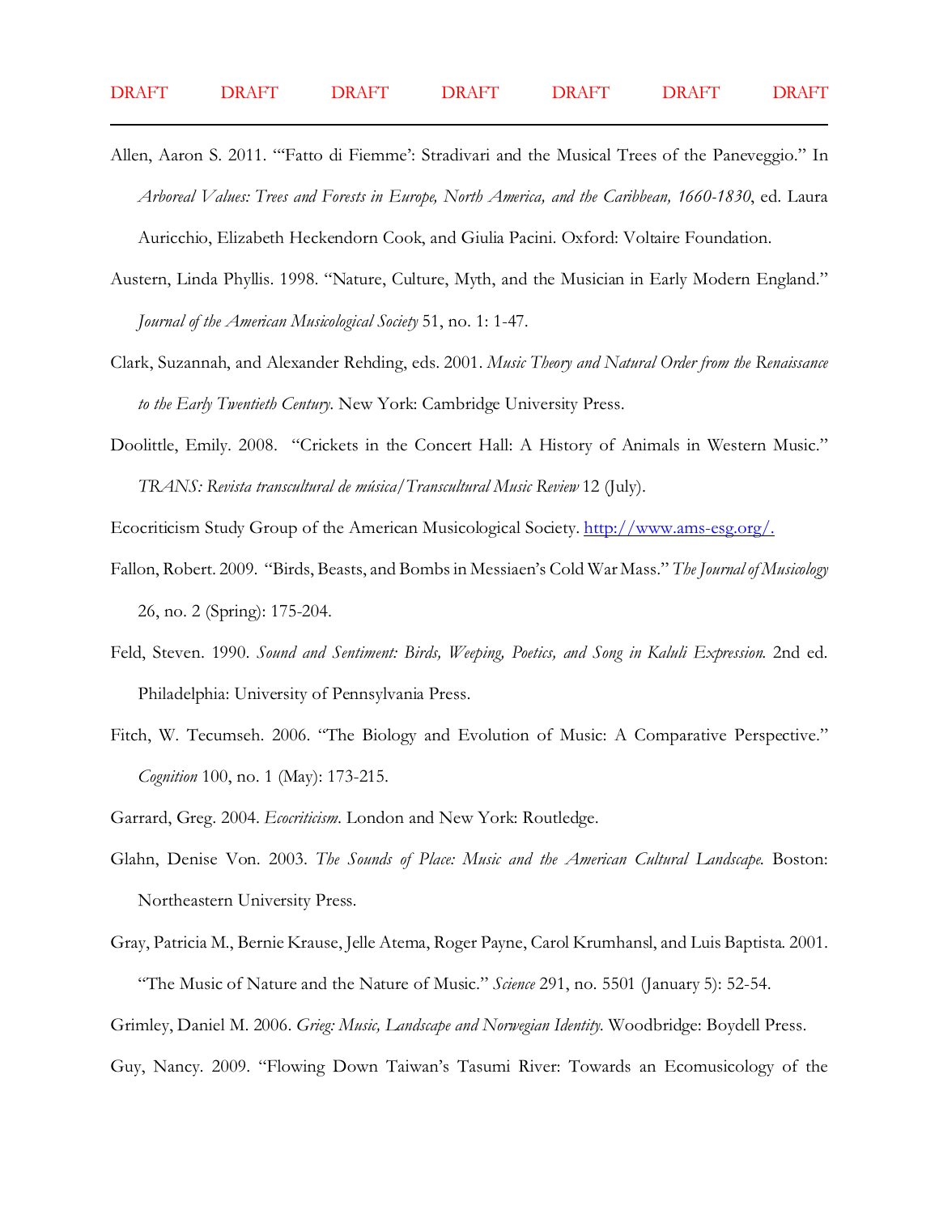Allen, Aaron S. 2011. "'Fatto di Fiemme': Stradivari and the Musical Trees of the Paneveggio." In *Arboreal Values: Trees and Forests in Europe, North America, and the Caribbean, 1660-1830*, ed. Laura Auricchio, Elizabeth Heckendorn Cook, and Giulia Pacini. Oxford: Voltaire Foundation.

Austern, Linda Phyllis. 1998. "Nature, Culture, Myth, and the Musician in Early Modern England." *Journal of the American Musicological Society* 51, no. 1: 1-47.

Clark, Suzannah, and Alexander Rehding, eds. 2001. *Music Theory and Natural Order from the Renaissance to the Early Twentieth Century*. New York: Cambridge University Press.

Doolittle, Emily. 2008. "Crickets in the Concert Hall: A History of Animals in Western Music." *TRANS: Revista transcultural de música/Transcultural Music Review* 12 (July).

Ecocriticism Study Group of the American Musicological Society. http://www.ams-esg.org/.

Fallon, Robert. 2009. "Birds, Beasts, and Bombs in Messiaen's Cold War Mass." *The Journal of Musicology* 26, no. 2 (Spring): 175-204.

Feld, Steven. 1990. *Sound and Sentiment: Birds, Weeping, Poetics, and Song in Kaluli Expression*. 2nd ed. Philadelphia: University of Pennsylvania Press.

Fitch, W. Tecumseh. 2006. "The Biology and Evolution of Music: A Comparative Perspective." *Cognition* 100, no. 1 (May): 173-215.

Garrard, Greg. 2004. *Ecocriticism*. London and New York: Routledge.

Glahn, Denise Von. 2003. *The Sounds of Place: Music and the American Cultural Landscape*. Boston: Northeastern University Press.

Gray, Patricia M., Bernie Krause, Jelle Atema, Roger Payne, Carol Krumhansl, and Luis Baptista. 2001. "The Music of Nature and the Nature of Music." *Science* 291, no. 5501 (January 5): 52-54.

Grimley, Daniel M. 2006. *Grieg: Music, Landscape and Norwegian Identity*. Woodbridge: Boydell Press.

Guy, Nancy. 2009. "Flowing Down Taiwan's Tasumi River: Towards an Ecomusicology of the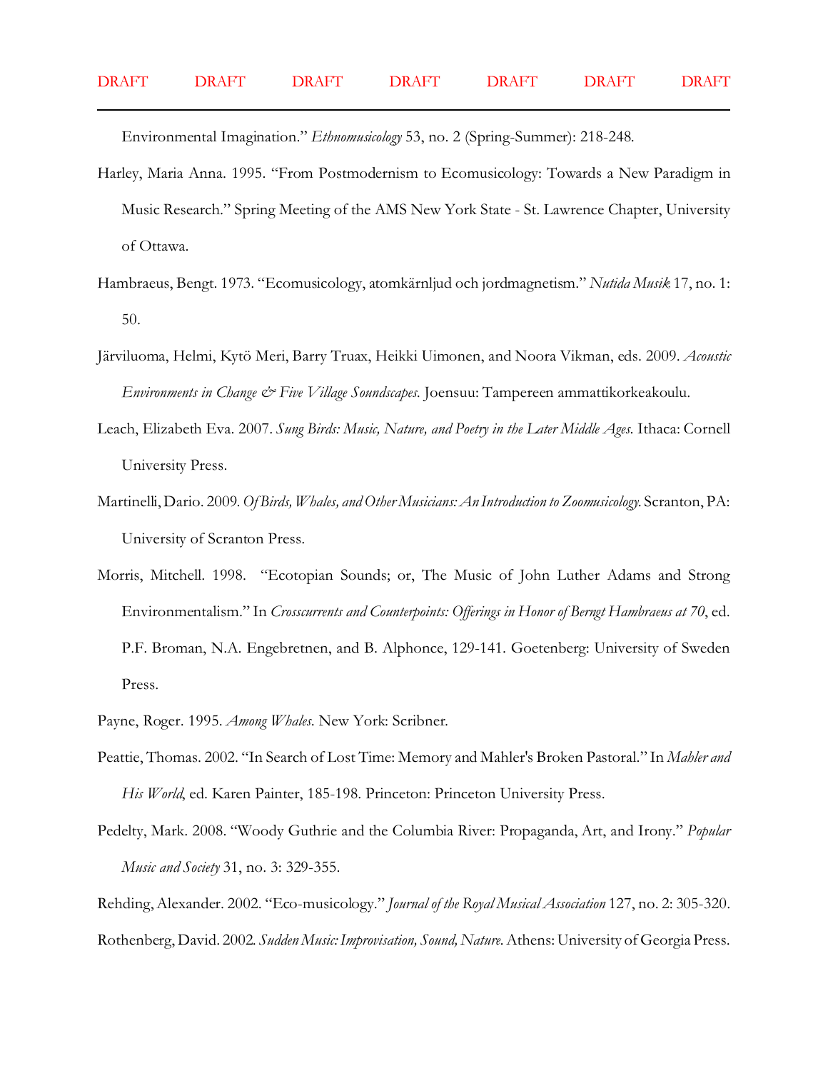Environmental Imagination." *Ethnomusicology* 53, no. 2 (Spring-Summer): 218-248.

Harley, Maria Anna. 1995. "From Postmodernism to Ecomusicology: Towards a New Paradigm in Music Research." Spring Meeting of the AMS New York State - St. Lawrence Chapter, University of Ottawa.

Hambraeus, Bengt. 1973. "Ecomusicology, atomkärnljud och jordmagnetism." *Nutida Musik* 17, no. 1: 50.

Järviluoma, Helmi, Kytö Meri, Barry Truax, Heikki Uimonen, and Noora Vikman, eds. 2009. *Acoustic Environments in Change & Five Village Soundscapes*. Joensuu: Tampereen ammattikorkeakoulu.

Leach, Elizabeth Eva. 2007. *Sung Birds: Music, Nature, and Poetry in the Later Middle Ages*. Ithaca: Cornell University Press.

Martinelli, Dario. 2009. *Of Birds, Whales, and Other Musicians: An Introduction to Zoomusicology*. Scranton, PA: University of Scranton Press.

Morris, Mitchell. 1998. "Ecotopian Sounds; or, The Music of John Luther Adams and Strong Environmentalism." In *Crosscurrents and Counterpoints: Offerings in Honor of Berngt Hambraeus at 70*, ed. P.F. Broman, N.A. Engebretnen, and B. Alphonce, 129-141. Goetenberg: University of Sweden Press.

Payne, Roger. 1995. *Among Whales*. New York: Scribner.

Peattie, Thomas. 2002. "In Search of Lost Time: Memory and Mahler's Broken Pastoral." In *Mahler and His World*, ed. Karen Painter, 185-198. Princeton: Princeton University Press.

Pedelty, Mark. 2008. "Woody Guthrie and the Columbia River: Propaganda, Art, and Irony." *Popular Music and Society* 31, no. 3: 329-355.

Rehding, Alexander. 2002. "Eco-musicology." *Journal of the Royal Musical Association* 127, no. 2: 305-320.

Rothenberg, David. 2002. *Sudden Music: Improvisation, Sound, Nature*. Athens: University of Georgia Press.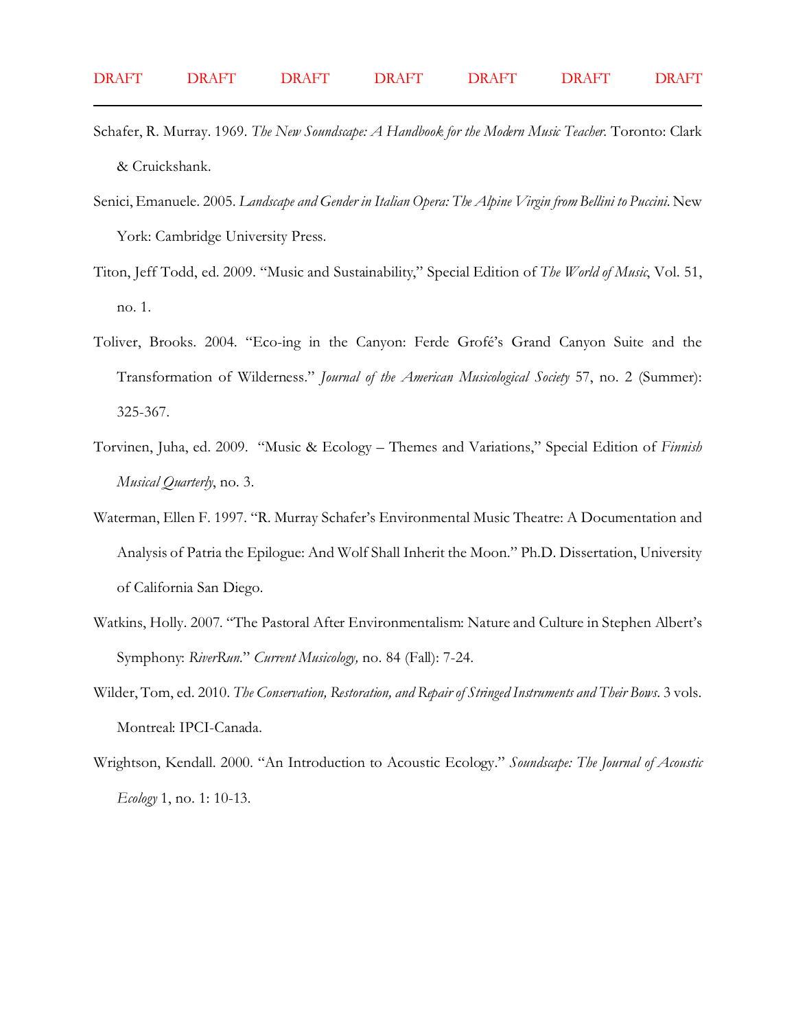Schafer, R. Murray. 1969. *The New Soundscape: A Handbook for the Modern Music Teacher*. Toronto: Clark & Cruickshank.

Senici, Emanuele. 2005. *Landscape and Gender in Italian Opera: The Alpine Virgin from Bellini to Puccini*. New York: Cambridge University Press.

Titon, Jeff Todd, ed. 2009. "Music and Sustainability," Special Edition of *The World of Music*, Vol. 51, no. 1.

Toliver, Brooks. 2004. "Eco-ing in the Canyon: Ferde Grofé's Grand Canyon Suite and the Transformation of Wilderness." *Journal of the American Musicological Society* 57, no. 2 (Summer): 325-367.

Torvinen, Juha, ed. 2009. "Music & Ecology – Themes and Variations," Special Edition of *Finnish Musical Quarterly*, no. 3.

Waterman, Ellen F. 1997. "R. Murray Schafer's Environmental Music Theatre: A Documentation and Analysis of Patria the Epilogue: And Wolf Shall Inherit the Moon." Ph.D. Dissertation, University of California San Diego.

Watkins, Holly. 2007. "The Pastoral After Environmentalism: Nature and Culture in Stephen Albert's Symphony: *RiverRun*." *Current Musicology,* no. 84 (Fall): 7-24.

Wilder, Tom, ed. 2010. *The Conservation, Restoration, and Repair of Stringed Instruments and Their Bows*. 3 vols. Montreal: IPCI-Canada.

Wrightson, Kendall. 2000. "An Introduction to Acoustic Ecology." *Soundscape: The Journal of Acoustic Ecology* 1, no. 1: 10-13.